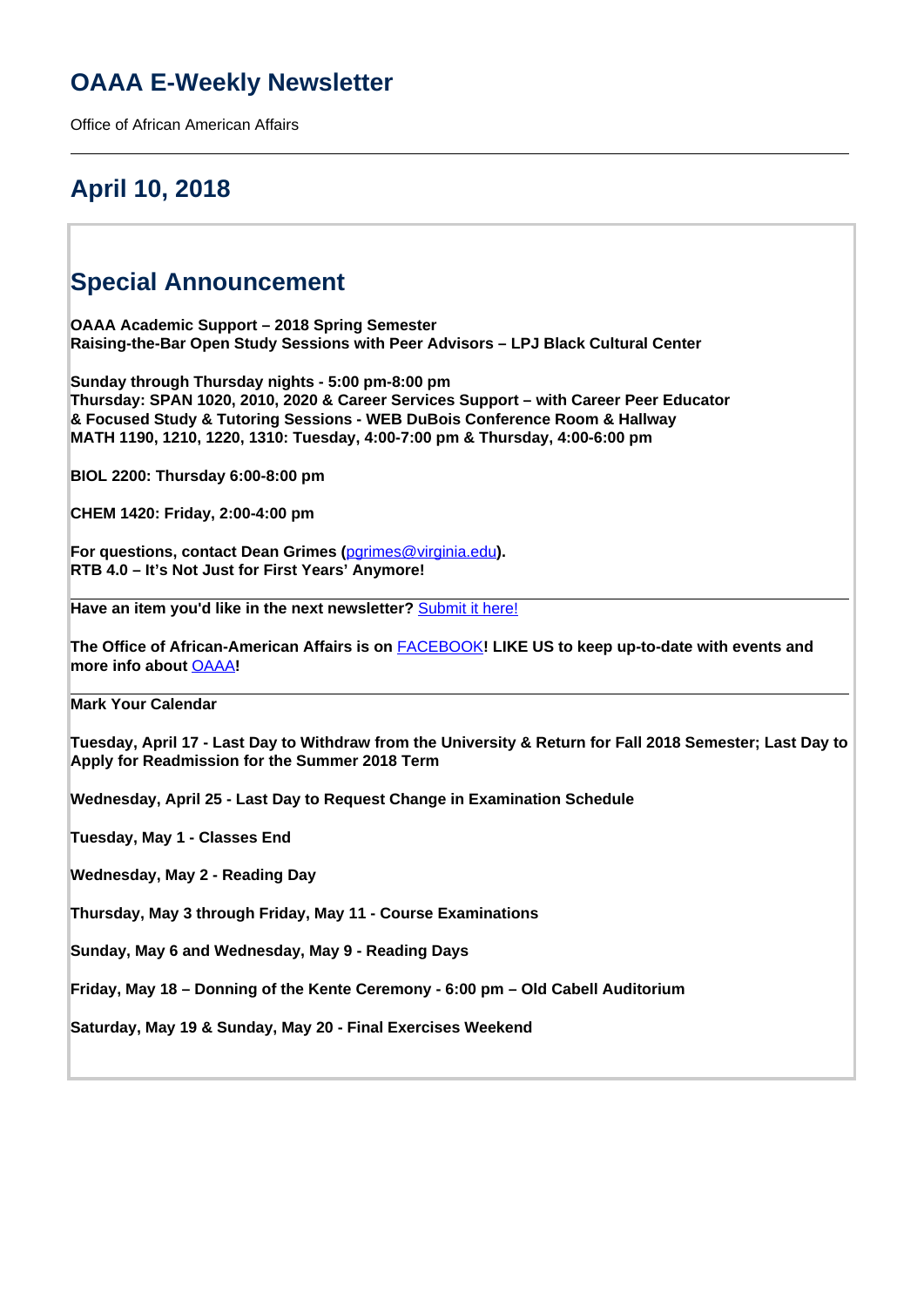# OAAA E-Weekly Newsletter

Office of African American Affairs

---

## April 10, 2018

## Special Announcement

**OAAA Academic Support – 2018 Spring Semester**
**Raising-the-Bar Open Study Sessions with Peer Advisors – LPJ Black Cultural Center**

**Sunday through Thursday nights - 5:00 pm-8:00 pm**
**Thursday: SPAN 1020, 2010, 2020 & Career Services Support – with Career Peer Educator**
**& Focused Study & Tutoring Sessions - WEB DuBois Conference Room & Hallway**
**MATH 1190, 1210, 1220, 1310: Tuesday, 4:00-7:00 pm & Thursday, 4:00-6:00 pm**

**BIOL 2200: Thursday 6:00-8:00 pm**

**CHEM 1420: Friday, 2:00-4:00 pm**

**For questions, contact Dean Grimes ([pgrimes@virginia.edu](mailto:pgrimes@virginia.edu)).**
**RTB 4.0 – It's Not Just for First Years' Anymore!**

---

**Have an item you'd like in the next newsletter?** [Submit it here!]()

**The Office of African-American Affairs is on [FACEBOOK]()! LIKE US to keep up-to-date with events and more info about [OAAA]()!**

---

**Mark Your Calendar**

**Tuesday, April 17 - Last Day to Withdraw from the University & Return for Fall 2018 Semester; Last Day to Apply for Readmission for the Summer 2018 Term**

**Wednesday, April 25 - Last Day to Request Change in Examination Schedule**

**Tuesday, May 1 - Classes End**

**Wednesday, May 2 - Reading Day**

**Thursday, May 3 through Friday, May 11 - Course Examinations**

**Sunday, May 6 and Wednesday, May 9 - Reading Days**

**Friday, May 18 – Donning of the Kente Ceremony - 6:00 pm – Old Cabell Auditorium**

**Saturday, May 19 & Sunday, May 20 - Final Exercises Weekend**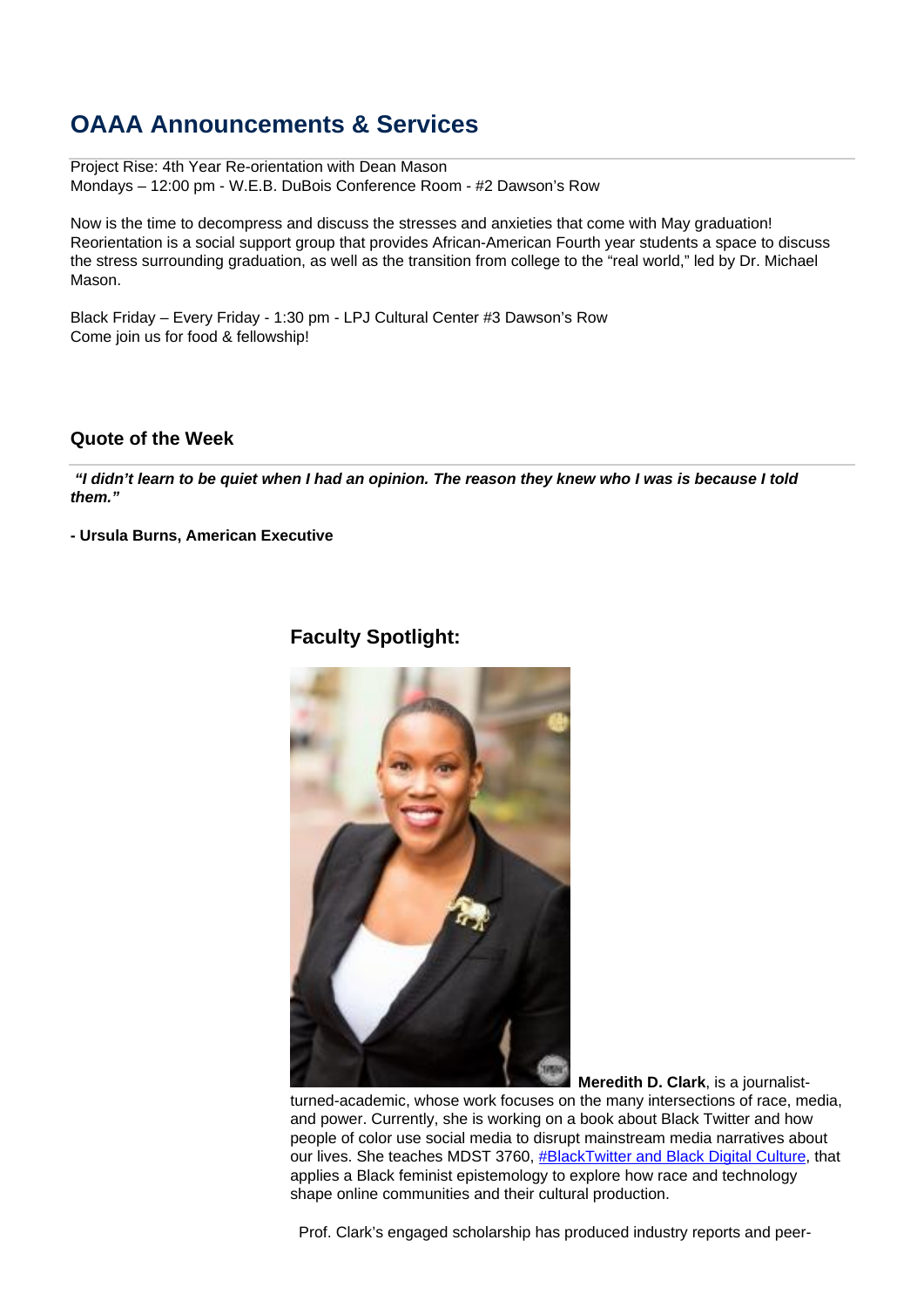## OAAA Announcements & Services

Project Rise: 4th Year Re-orientation with Dean Mason
Mondays – 12:00 pm - W.E.B. DuBois Conference Room - #2 Dawson's Row

Now is the time to decompress and discuss the stresses and anxieties that come with May graduation! Reorientation is a social support group that provides African-American Fourth year students a space to discuss the stress surrounding graduation, as well as the transition from college to the "real world," led by Dr. Michael Mason.

Black Friday – Every Friday - 1:30 pm - LPJ Cultural Center #3 Dawson's Row
Come join us for food & fellowship!

### Quote of the Week

***"I didn't learn to be quiet when I had an opinion. The reason they knew who I was is because I told them."***

**- Ursula Burns, American Executive**

### Faculty Spotlight:

**Meredith D. Clark**, is a journalist-turned-academic, whose work focuses on the many intersections of race, media, and power. Currently, she is working on a book about Black Twitter and how people of color use social media to disrupt mainstream media narratives about our lives. She teaches MDST 3760, #BlackTwitter and Black Digital Culture, that applies a Black feminist epistemology to explore how race and technology shape online communities and their cultural production.

Prof. Clark's engaged scholarship has produced industry reports and peer-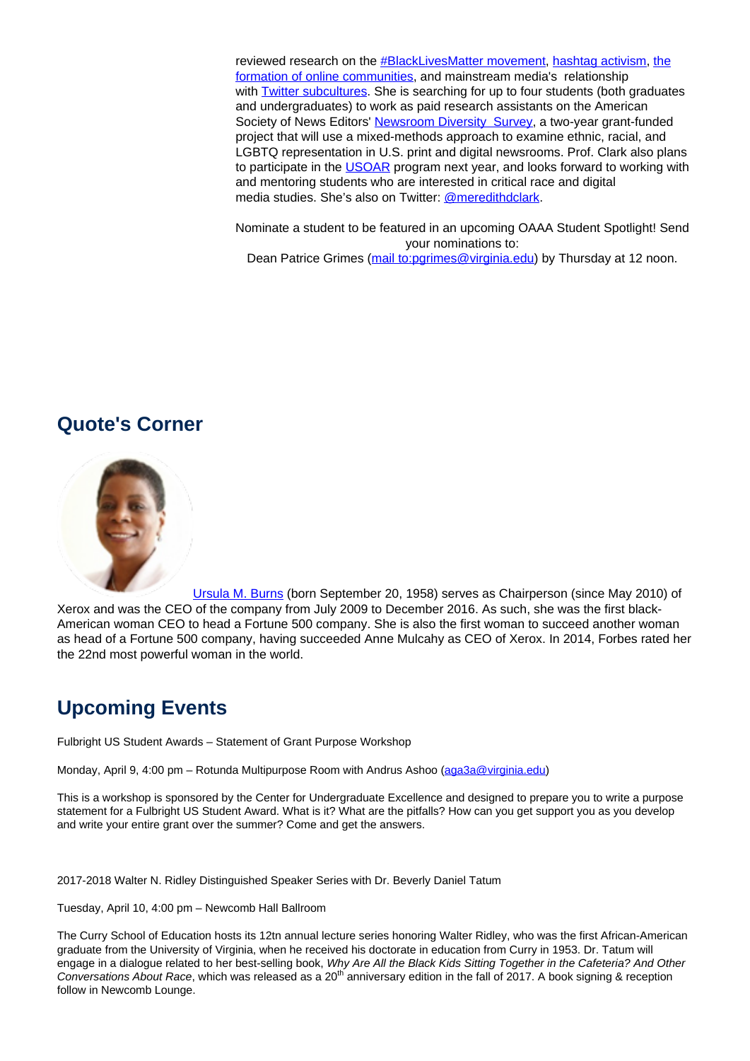reviewed research on the #BlackLivesMatter movement, hashtag activism, the formation of online communities, and mainstream media's relationship with Twitter subcultures. She is searching for up to four students (both graduates and undergraduates) to work as paid research assistants on the American Society of News Editors' Newsroom Diversity Survey, a two-year grant-funded project that will use a mixed-methods approach to examine ethnic, racial, and LGBTQ representation in U.S. print and digital newsrooms. Prof. Clark also plans to participate in the USOAR program next year, and looks forward to working with and mentoring students who are interested in critical race and digital media studies. She's also on Twitter: @meredithdclark.

Nominate a student to be featured in an upcoming OAAA Student Spotlight! Send your nominations to:
Dean Patrice Grimes (mail to:pgrimes@virginia.edu) by Thursday at 12 noon.

## Quote's Corner

Ursula M. Burns (born September 20, 1958) serves as Chairperson (since May 2010) of Xerox and was the CEO of the company from July 2009 to December 2016. As such, she was the first black-American woman CEO to head a Fortune 500 company. She is also the first woman to succeed another woman as head of a Fortune 500 company, having succeeded Anne Mulcahy as CEO of Xerox. In 2014, Forbes rated her the 22nd most powerful woman in the world.

## Upcoming Events

Fulbright US Student Awards – Statement of Grant Purpose Workshop

Monday, April 9, 4:00 pm – Rotunda Multipurpose Room with Andrus Ashoo (aga3a@virginia.edu)

This is a workshop is sponsored by the Center for Undergraduate Excellence and designed to prepare you to write a purpose statement for a Fulbright US Student Award. What is it? What are the pitfalls? How can you get support you as you develop and write your entire grant over the summer? Come and get the answers.

2017-2018 Walter N. Ridley Distinguished Speaker Series with Dr. Beverly Daniel Tatum

Tuesday, April 10, 4:00 pm – Newcomb Hall Ballroom

The Curry School of Education hosts its 12tn annual lecture series honoring Walter Ridley, who was the first African-American graduate from the University of Virginia, when he received his doctorate in education from Curry in 1953. Dr. Tatum will engage in a dialogue related to her best-selling book, *Why Are All the Black Kids Sitting Together in the Cafeteria? And Other Conversations About Race*, which was released as a 20th anniversary edition in the fall of 2017. A book signing & reception follow in Newcomb Lounge.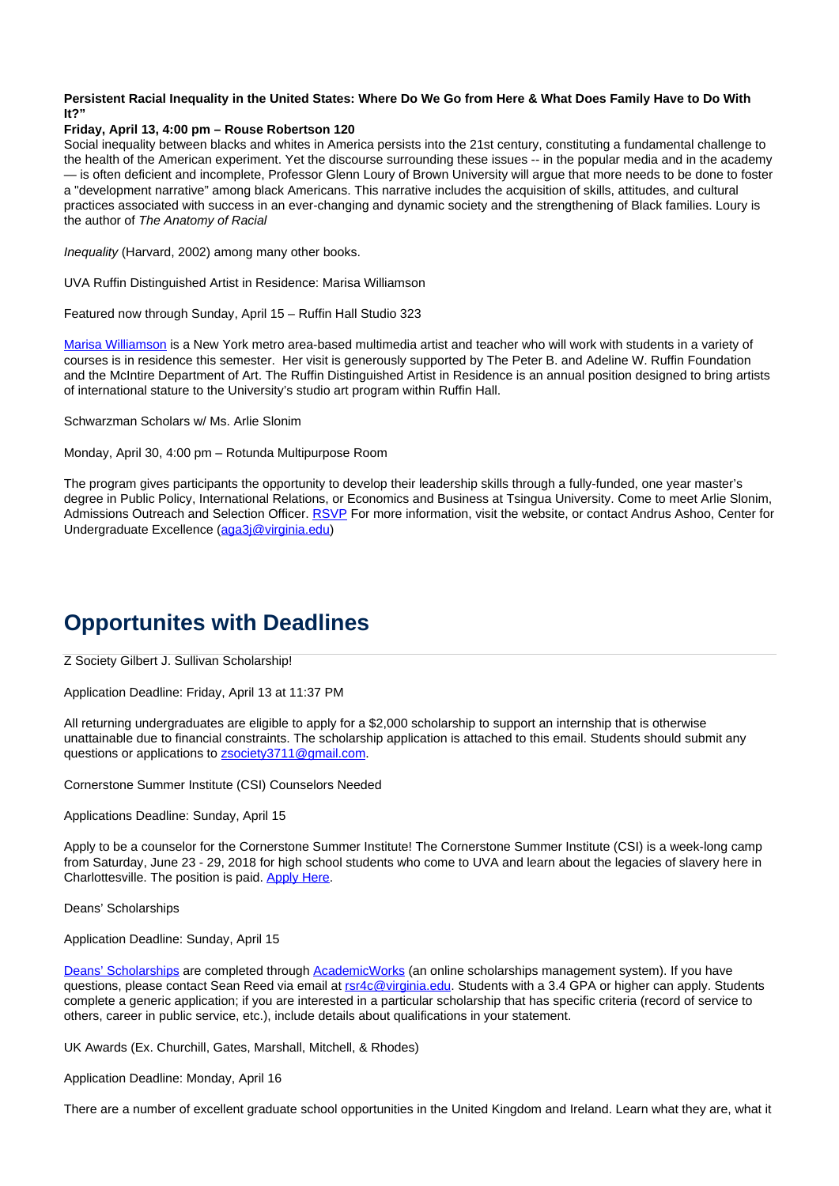**Persistent Racial Inequality in the United States: Where Do We Go from Here & What Does Family Have to Do With It?"**

**Friday, April 13, 4:00 pm – Rouse Robertson 120**

Social inequality between blacks and whites in America persists into the 21st century, constituting a fundamental challenge to the health of the American experiment. Yet the discourse surrounding these issues -- in the popular media and in the academy — is often deficient and incomplete, Professor Glenn Loury of Brown University will argue that more needs to be done to foster a "development narrative" among black Americans. This narrative includes the acquisition of skills, attitudes, and cultural practices associated with success in an ever-changing and dynamic society and the strengthening of Black families. Loury is the author of *The Anatomy of Racial*

*Inequality* (Harvard, 2002) among many other books.

UVA Ruffin Distinguished Artist in Residence: Marisa Williamson

Featured now through Sunday, April 15 – Ruffin Hall Studio 323

Marisa Williamson is a New York metro area-based multimedia artist and teacher who will work with students in a variety of courses is in residence this semester.  Her visit is generously supported by The Peter B. and Adeline W. Ruffin Foundation and the McIntire Department of Art. The Ruffin Distinguished Artist in Residence is an annual position designed to bring artists of international stature to the University's studio art program within Ruffin Hall.

Schwarzman Scholars w/ Ms. Arlie Slonim

Monday, April 30, 4:00 pm – Rotunda Multipurpose Room

The program gives participants the opportunity to develop their leadership skills through a fully-funded, one year master's degree in Public Policy, International Relations, or Economics and Business at Tsingua University. Come to meet Arlie Slonim, Admissions Outreach and Selection Officer. RSVP For more information, visit the website, or contact Andrus Ashoo, Center for Undergraduate Excellence (aga3j@virginia.edu)

## Opportunites with Deadlines

Z Society Gilbert J. Sullivan Scholarship!

Application Deadline: Friday, April 13 at 11:37 PM

All returning undergraduates are eligible to apply for a $2,000 scholarship to support an internship that is otherwise unattainable due to financial constraints. The scholarship application is attached to this email. Students should submit any questions or applications to zsociety3711@gmail.com.

Cornerstone Summer Institute (CSI) Counselors Needed

Applications Deadline: Sunday, April 15

Apply to be a counselor for the Cornerstone Summer Institute! The Cornerstone Summer Institute (CSI) is a week-long camp from Saturday, June 23 - 29, 2018 for high school students who come to UVA and learn about the legacies of slavery here in Charlottesville. The position is paid. Apply Here.

Deans' Scholarships

Application Deadline: Sunday, April 15

Deans' Scholarships are completed through AcademicWorks (an online scholarships management system). If you have questions, please contact Sean Reed via email at rsr4c@virginia.edu. Students with a 3.4 GPA or higher can apply. Students complete a generic application; if you are interested in a particular scholarship that has specific criteria (record of service to others, career in public service, etc.), include details about qualifications in your statement.

UK Awards (Ex. Churchill, Gates, Marshall, Mitchell, & Rhodes)

Application Deadline: Monday, April 16

There are a number of excellent graduate school opportunities in the United Kingdom and Ireland. Learn what they are, what it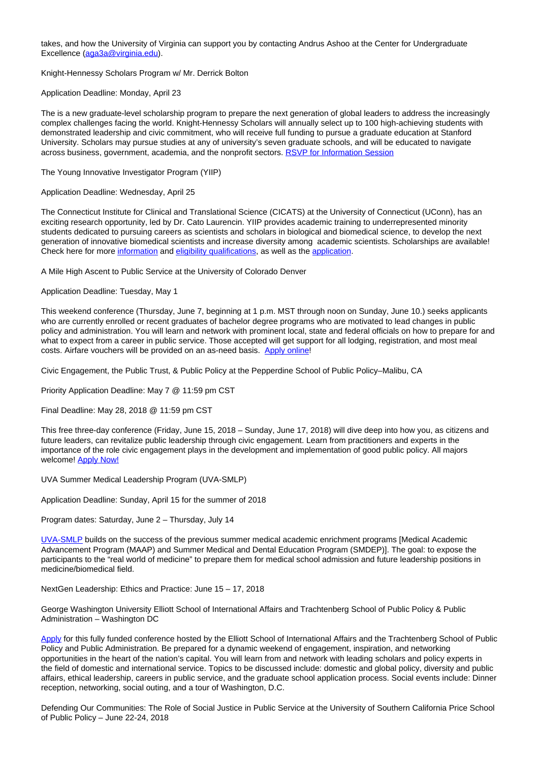takes, and how the University of Virginia can support you by contacting Andrus Ashoo at the Center for Undergraduate Excellence (aga3a@virginia.edu).

Knight-Hennessy Scholars Program w/ Mr. Derrick Bolton

Application Deadline: Monday, April 23

The is a new graduate-level scholarship program to prepare the next generation of global leaders to address the increasingly complex challenges facing the world. Knight-Hennessy Scholars will annually select up to 100 high-achieving students with demonstrated leadership and civic commitment, who will receive full funding to pursue a graduate education at Stanford University. Scholars may pursue studies at any of university's seven graduate schools, and will be educated to navigate across business, government, academia, and the nonprofit sectors. RSVP for Information Session

The Young Innovative Investigator Program (YIIP)

Application Deadline: Wednesday, April 25

The Connecticut Institute for Clinical and Translational Science (CICATS) at the University of Connecticut (UConn), has an exciting research opportunity, led by Dr. Cato Laurencin. YIIP provides academic training to underrepresented minority students dedicated to pursuing careers as scientists and scholars in biological and biomedical science, to develop the next generation of innovative biomedical scientists and increase diversity among academic scientists. Scholarships are available! Check here for more information and eligibility qualifications, as well as the application.

A Mile High Ascent to Public Service at the University of Colorado Denver

Application Deadline: Tuesday, May 1

This weekend conference (Thursday, June 7, beginning at 1 p.m. MST through noon on Sunday, June 10.) seeks applicants who are currently enrolled or recent graduates of bachelor degree programs who are motivated to lead changes in public policy and administration. You will learn and network with prominent local, state and federal officials on how to prepare for and what to expect from a career in public service. Those accepted will get support for all lodging, registration, and most meal costs. Airfare vouchers will be provided on an as-need basis. Apply online!

Civic Engagement, the Public Trust, & Public Policy at the Pepperdine School of Public Policy–Malibu, CA

Priority Application Deadline: May 7 @ 11:59 pm CST

Final Deadline: May 28, 2018 @ 11:59 pm CST

This free three-day conference (Friday, June 15, 2018 – Sunday, June 17, 2018) will dive deep into how you, as citizens and future leaders, can revitalize public leadership through civic engagement. Learn from practitioners and experts in the importance of the role civic engagement plays in the development and implementation of good public policy. All majors welcome! Apply Now!

UVA Summer Medical Leadership Program (UVA-SMLP)

Application Deadline: Sunday, April 15 for the summer of 2018

Program dates: Saturday, June 2 – Thursday, July 14

UVA-SMLP builds on the success of the previous summer medical academic enrichment programs [Medical Academic Advancement Program (MAAP) and Summer Medical and Dental Education Program (SMDEP)]. The goal: to expose the participants to the "real world of medicine" to prepare them for medical school admission and future leadership positions in medicine/biomedical field.

NextGen Leadership: Ethics and Practice: June 15 – 17, 2018

George Washington University Elliott School of International Affairs and Trachtenberg School of Public Policy & Public Administration – Washington DC

Apply for this fully funded conference hosted by the Elliott School of International Affairs and the Trachtenberg School of Public Policy and Public Administration. Be prepared for a dynamic weekend of engagement, inspiration, and networking opportunities in the heart of the nation's capital. You will learn from and network with leading scholars and policy experts in the field of domestic and international service. Topics to be discussed include: domestic and global policy, diversity and public affairs, ethical leadership, careers in public service, and the graduate school application process. Social events include: Dinner reception, networking, social outing, and a tour of Washington, D.C.

Defending Our Communities: The Role of Social Justice in Public Service at the University of Southern California Price School of Public Policy – June 22-24, 2018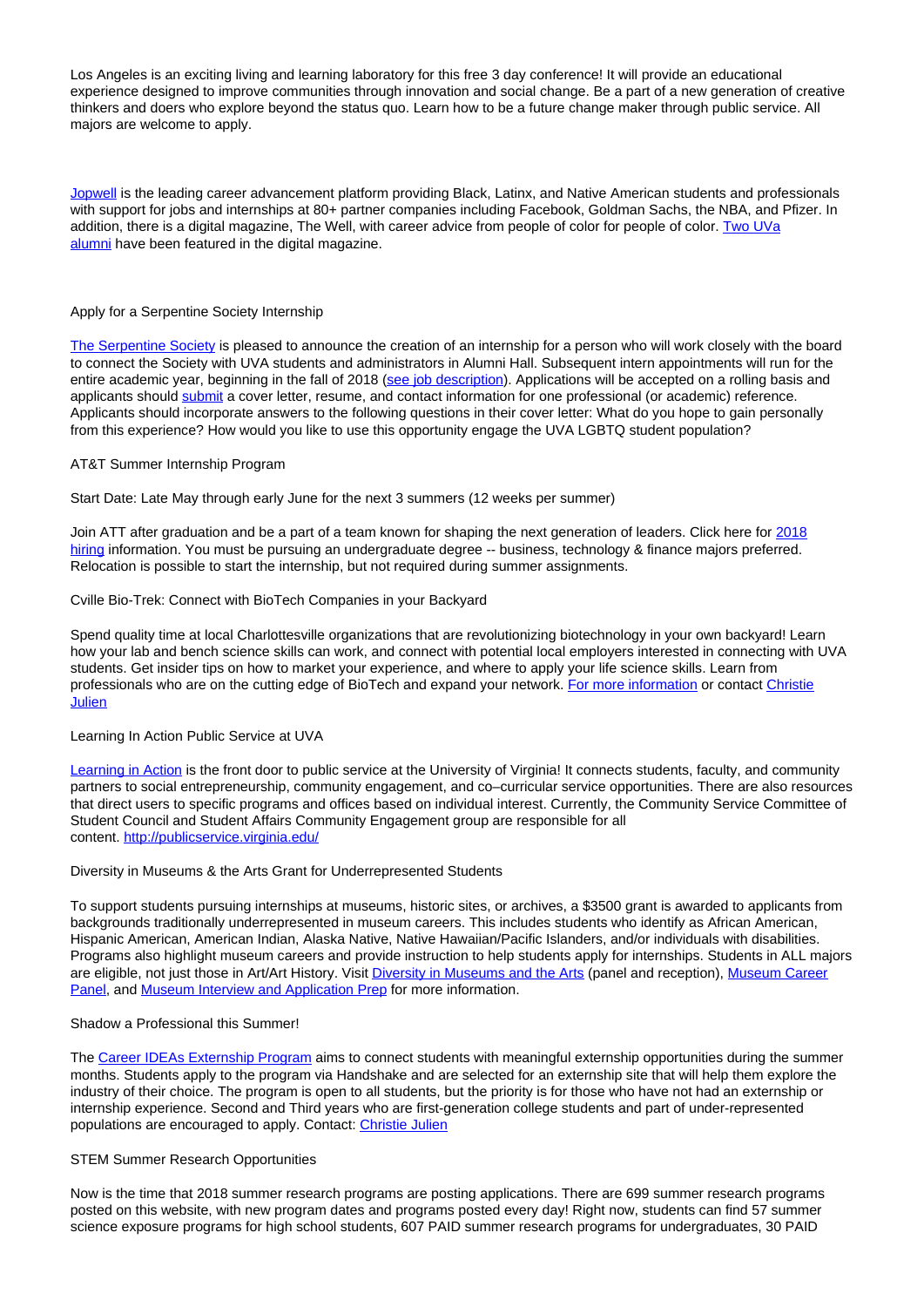Los Angeles is an exciting living and learning laboratory for this free 3 day conference! It will provide an educational experience designed to improve communities through innovation and social change. Be a part of a new generation of creative thinkers and doers who explore beyond the status quo. Learn how to be a future change maker through public service. All majors are welcome to apply.

Jopwell is the leading career advancement platform providing Black, Latinx, and Native American students and professionals with support for jobs and internships at 80+ partner companies including Facebook, Goldman Sachs, the NBA, and Pfizer. In addition, there is a digital magazine, The Well, with career advice from people of color for people of color. Two UVa alumni have been featured in the digital magazine.

Apply for a Serpentine Society Internship

The Serpentine Society is pleased to announce the creation of an internship for a person who will work closely with the board to connect the Society with UVA students and administrators in Alumni Hall. Subsequent intern appointments will run for the entire academic year, beginning in the fall of 2018 (see job description). Applications will be accepted on a rolling basis and applicants should submit a cover letter, resume, and contact information for one professional (or academic) reference. Applicants should incorporate answers to the following questions in their cover letter: What do you hope to gain personally from this experience? How would you like to use this opportunity engage the UVA LGBTQ student population?

AT&T Summer Internship Program

Start Date: Late May through early June for the next 3 summers (12 weeks per summer)

Join ATT after graduation and be a part of a team known for shaping the next generation of leaders. Click here for 2018 hiring information. You must be pursuing an undergraduate degree -- business, technology & finance majors preferred. Relocation is possible to start the internship, but not required during summer assignments.

Cville Bio-Trek: Connect with BioTech Companies in your Backyard

Spend quality time at local Charlottesville organizations that are revolutionizing biotechnology in your own backyard! Learn how your lab and bench science skills can work, and connect with potential local employers interested in connecting with UVA students. Get insider tips on how to market your experience, and where to apply your life science skills. Learn from professionals who are on the cutting edge of BioTech and expand your network. For more information or contact Christie Julien

Learning In Action Public Service at UVA

Learning in Action is the front door to public service at the University of Virginia! It connects students, faculty, and community partners to social entrepreneurship, community engagement, and co–curricular service opportunities. There are also resources that direct users to specific programs and offices based on individual interest. Currently, the Community Service Committee of Student Council and Student Affairs Community Engagement group are responsible for all content. http://publicservice.virginia.edu/

Diversity in Museums & the Arts Grant for Underrepresented Students

To support students pursuing internships at museums, historic sites, or archives, a $3500 grant is awarded to applicants from backgrounds traditionally underrepresented in museum careers. This includes students who identify as African American, Hispanic American, American Indian, Alaska Native, Native Hawaiian/Pacific Islanders, and/or individuals with disabilities. Programs also highlight museum careers and provide instruction to help students apply for internships. Students in ALL majors are eligible, not just those in Art/Art History. Visit Diversity in Museums and the Arts (panel and reception), Museum Career Panel, and Museum Interview and Application Prep for more information.

Shadow a Professional this Summer!

The Career IDEAs Externship Program aims to connect students with meaningful externship opportunities during the summer months. Students apply to the program via Handshake and are selected for an externship site that will help them explore the industry of their choice. The program is open to all students, but the priority is for those who have not had an externship or internship experience. Second and Third years who are first-generation college students and part of under-represented populations are encouraged to apply. Contact: Christie Julien

STEM Summer Research Opportunities

Now is the time that 2018 summer research programs are posting applications. There are 699 summer research programs posted on this website, with new program dates and programs posted every day! Right now, students can find 57 summer science exposure programs for high school students, 607 PAID summer research programs for undergraduates, 30 PAID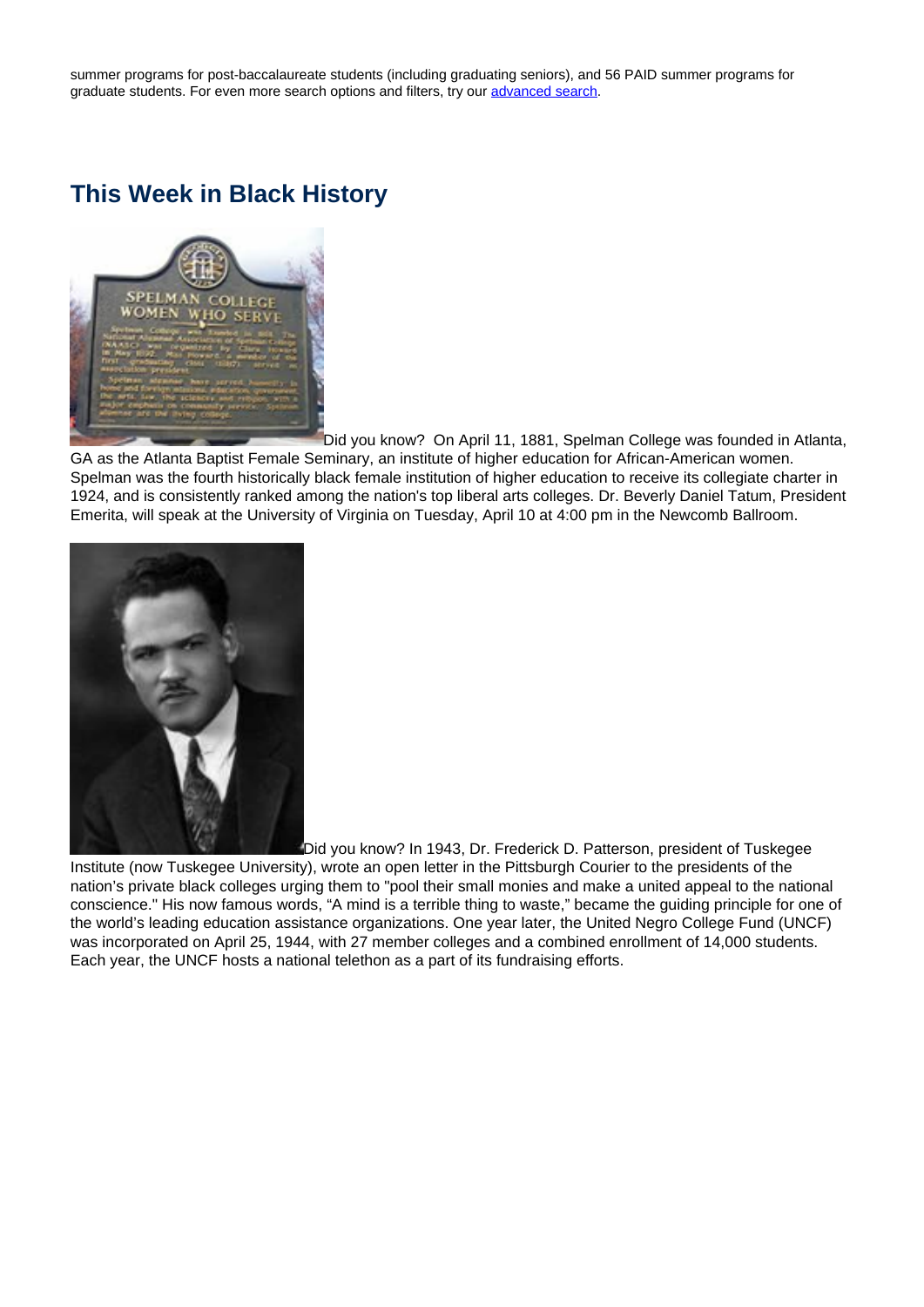summer programs for post-baccalaureate students (including graduating seniors), and 56 PAID summer programs for graduate students. For even more search options and filters, try our [advanced search](advanced search).

## This Week in Black History

Did you know? On April 11, 1881, Spelman College was founded in Atlanta, GA as the Atlanta Baptist Female Seminary, an institute of higher education for African-American women. Spelman was the fourth historically black female institution of higher education to receive its collegiate charter in 1924, and is consistently ranked among the nation's top liberal arts colleges. Dr. Beverly Daniel Tatum, President Emerita, will speak at the University of Virginia on Tuesday, April 10 at 4:00 pm in the Newcomb Ballroom.

Did you know? In 1943, Dr. Frederick D. Patterson, president of Tuskegee Institute (now Tuskegee University), wrote an open letter in the Pittsburgh Courier to the presidents of the nation's private black colleges urging them to "pool their small monies and make a united appeal to the national conscience." His now famous words, "A mind is a terrible thing to waste," became the guiding principle for one of the world's leading education assistance organizations. One year later, the United Negro College Fund (UNCF) was incorporated on April 25, 1944, with 27 member colleges and a combined enrollment of 14,000 students. Each year, the UNCF hosts a national telethon as a part of its fundraising efforts.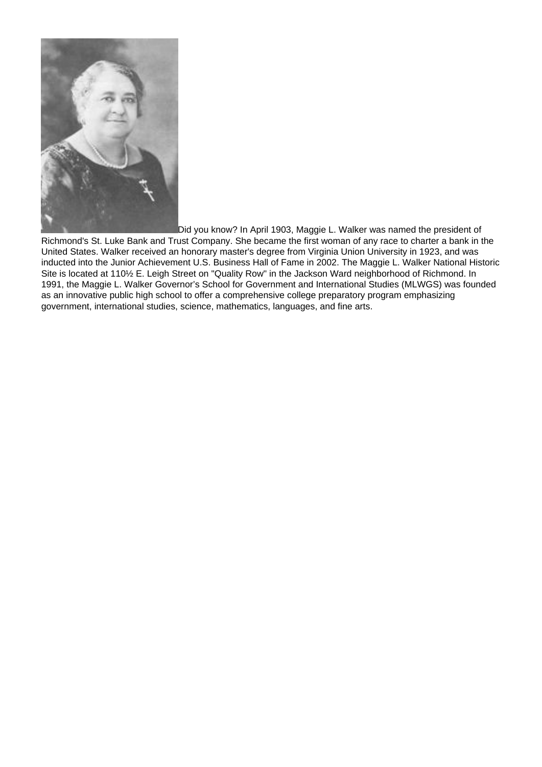Did you know? In April 1903, Maggie L. Walker was named the president of Richmond's St. Luke Bank and Trust Company. She became the first woman of any race to charter a bank in the United States. Walker received an honorary master's degree from Virginia Union University in 1923, and was inducted into the Junior Achievement U.S. Business Hall of Fame in 2002. The Maggie L. Walker National Historic Site is located at 110½ E. Leigh Street on "Quality Row" in the Jackson Ward neighborhood of Richmond. In 1991, the Maggie L. Walker Governor's School for Government and International Studies (MLWGS) was founded as an innovative public high school to offer a comprehensive college preparatory program emphasizing government, international studies, science, mathematics, languages, and fine arts.